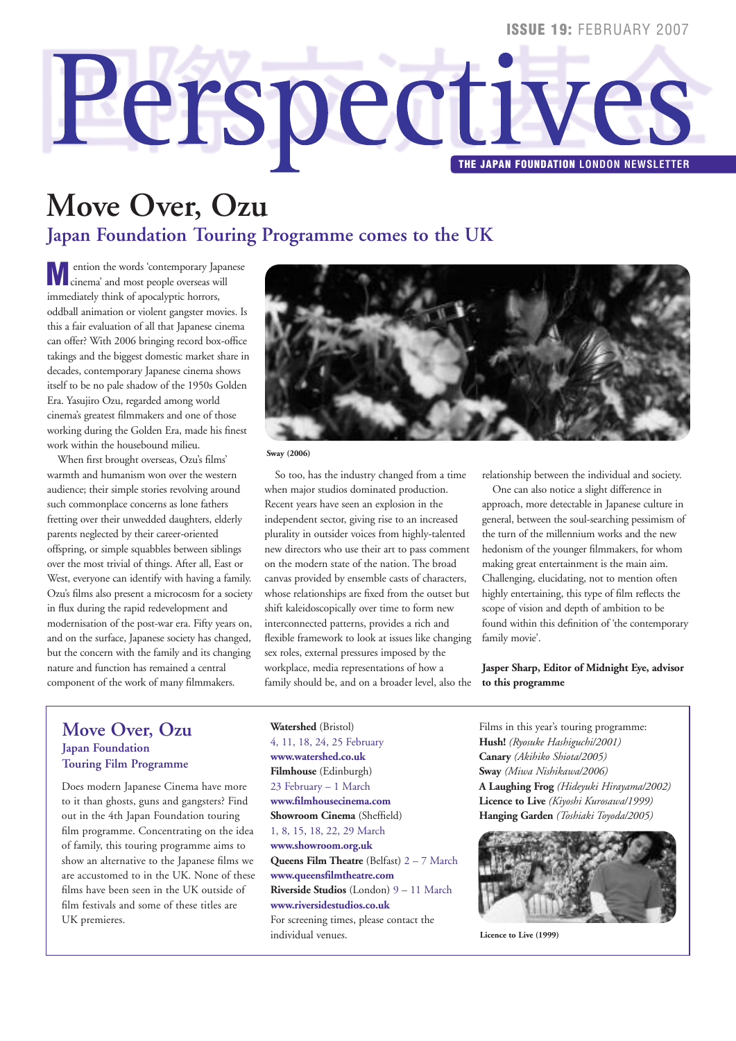ISSUE 19: FEBRUARY 2007

# Perspectives

THE JAPAN FOUNDATION LONDON NEWSLETTER

# Move Over, Ozu

## Japan Foundation Touring Programme comes to the UK

Mention the words 'contemporary Japanese cinema' and most people overseas will immediately think of apocalyptic horrors, oddball animation or violent gangster movies. Is this a fair evaluation of all that Japanese cinema can offer? With 2006 bringing record box-office takings and the biggest domestic market share in decades, contemporary Japanese cinema shows itself to be no pale shadow of the 1950s Golden Era. Yasujiro Ozu, regarded among world cinema's greatest filmmakers and one of those working during the Golden Era, made his finest work within the housebound milieu.

When first brought overseas, Ozu's films' warmth and humanism won over the western audience; their simple stories revolving around such commonplace concerns as lone fathers fretting over their unwedded daughters, elderly parents neglected by their career-oriented offspring, or simple squabbles between siblings over the most trivial of things. After all, East or West, everyone can identify with having a family. Ozu's films also present a microcosm for a society in flux during the rapid redevelopment and modernisation of the post-war era. Fifty years on, and on the surface, Japanese society has changed, but the concern with the family and its changing nature and function has remained a central component of the work of many filmmakers.

**Sway (2006)**

So too, has the industry changed from a time when major studios dominated production. Recent years have seen an explosion in the independent sector, giving rise to an increased plurality in outsider voices from highly-talented new directors who use their art to pass comment on the modern state of the nation. The broad canvas provided by ensemble casts of characters, whose relationships are fixed from the outset but shift kaleidoscopically over time to form new interconnected patterns, provides a rich and flexible framework to look at issues like changing sex roles, external pressures imposed by the workplace, media representations of how a family should be, and on a broader level, also the relationship between the individual and society.

One can also notice a slight difference in approach, more detectable in Japanese culture in general, between the soul-searching pessimism of the turn of the millennium works and the new hedonism of the younger filmmakers, for whom making great entertainment is the main aim. Challenging, elucidating, not to mention often highly entertaining, this type of film reflects the scope of vision and depth of ambition to be found within this definition of 'the contemporary family movie'.

**Jasper Sharp, Editor of Midnight Eye, advisor to this programme**

## Move Over, Ozu

### Japan Foundation Touring Film Programme

Does modern Japanese Cinema have more to it than ghosts, guns and gangsters? Find out in the 4th Japan Foundation touring film programme. Concentrating on the idea of family, this touring programme aims to show an alternative to the Japanese films we are accustomed to in the UK. None of these films have been seen in the UK outside of film festivals and some of these titles are UK premieres.

**Watershed** (Bristol)
4, 11, 18, 24, 25 February
**www.watershed.co.uk**
**Filmhouse** (Edinburgh)
23 February – 1 March
**www.filmhousecinema.com**
**Showroom Cinema** (Sheffield)
1, 8, 15, 18, 22, 29 March
**www.showroom.org.uk**
**Queens Film Theatre** (Belfast) 2 – 7 March
**www.queensfilmtheatre.com**
**Riverside Studios** (London) 9 – 11 March
**www.riversidestudios.co.uk**
For screening times, please contact the individual venues.

Films in this year's touring programme:
**Hush!** *(Ryosuke Hashiguchi/2001)*
**Canary** *(Akihiko Shiota/2005)*
**Sway** *(Miwa Nishikawa/2006)*
**A Laughing Frog** *(Hideyuki Hirayama/2002)*
**Licence to Live** *(Kiyoshi Kurosawa/1999)*
**Hanging Garden** *(Toshiaki Toyoda/2005)*

**Licence to Live (1999)**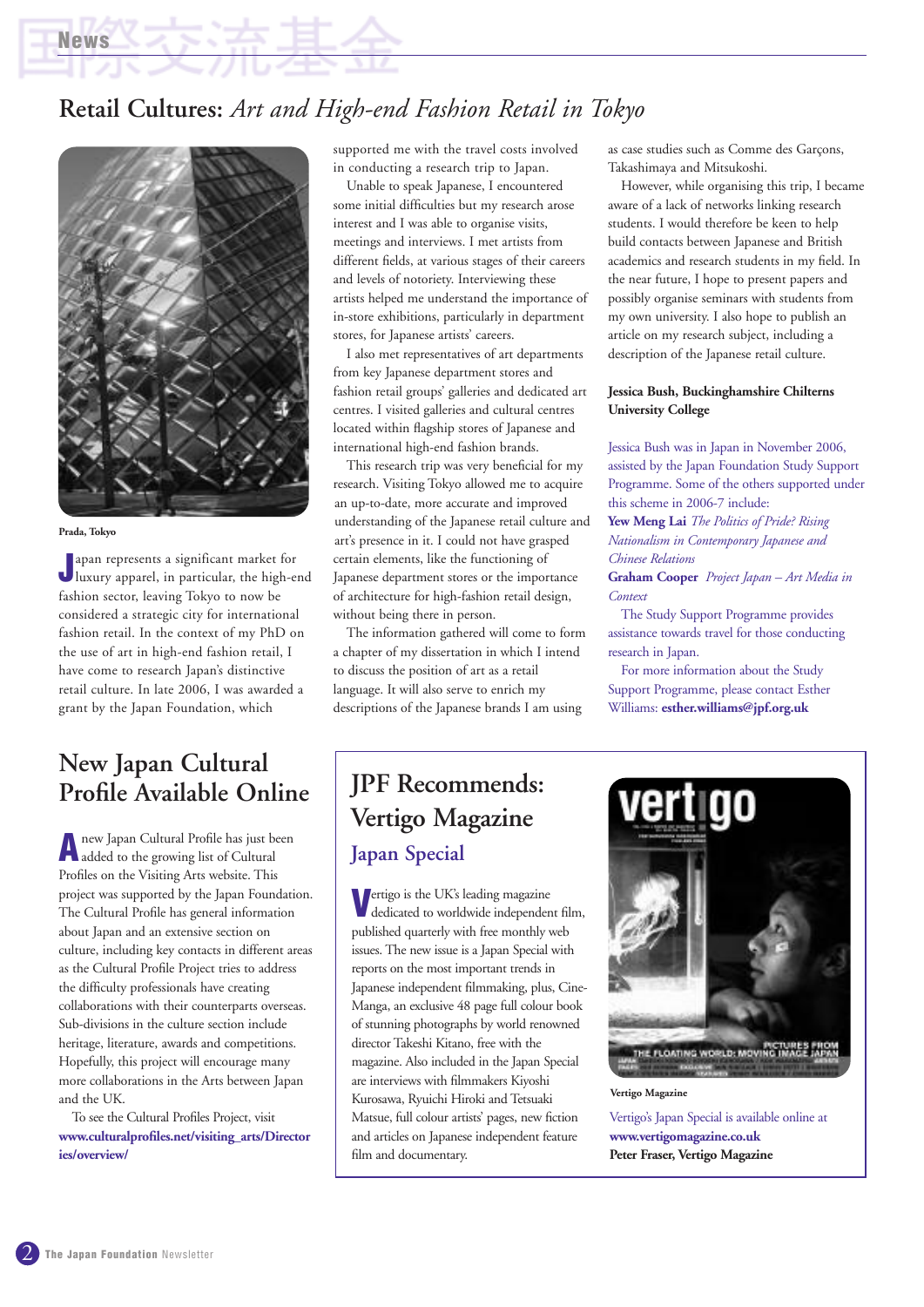## Retail Cultures: *Art and High-end Fashion Retail in Tokyo*

Prada, Tokyo

Japan represents a significant market for luxury apparel, in particular, the high-end fashion sector, leaving Tokyo to now be considered a strategic city for international fashion retail. In the context of my PhD on the use of art in high-end fashion retail, I have come to research Japan's distinctive retail culture. In late 2006, I was awarded a grant by the Japan Foundation, which supported me with the travel costs involved in conducting a research trip to Japan.

Unable to speak Japanese, I encountered some initial difficulties but my research arose interest and I was able to organise visits, meetings and interviews. I met artists from different fields, at various stages of their careers and levels of notoriety. Interviewing these artists helped me understand the importance of in-store exhibitions, particularly in department stores, for Japanese artists' careers.

I also met representatives of art departments from key Japanese department stores and fashion retail groups' galleries and dedicated art centres. I visited galleries and cultural centres located within flagship stores of Japanese and international high-end fashion brands.

This research trip was very beneficial for my research. Visiting Tokyo allowed me to acquire an up-to-date, more accurate and improved understanding of the Japanese retail culture and art's presence in it. I could not have grasped certain elements, like the functioning of Japanese department stores or the importance of architecture for high-fashion retail design, without being there in person.

The information gathered will come to form a chapter of my dissertation in which I intend to discuss the position of art as a retail language. It will also serve to enrich my descriptions of the Japanese brands I am using as case studies such as Comme des Garçons, Takashimaya and Mitsukoshi.

However, while organising this trip, I became aware of a lack of networks linking research students. I would therefore be keen to help build contacts between Japanese and British academics and research students in my field. In the near future, I hope to present papers and possibly organise seminars with students from my own university. I also hope to publish an article on my research subject, including a description of the Japanese retail culture.

**Jessica Bush, Buckinghamshire Chilterns University College**

Jessica Bush was in Japan in November 2006, assisted by the Japan Foundation Study Support Programme. Some of the others supported under this scheme in 2006-7 include:

**Yew Meng Lai** *The Politics of Pride? Rising Nationalism in Contemporary Japanese and Chinese Relations*

**Graham Cooper** *Project Japan – Art Media in Context*

The Study Support Programme provides assistance towards travel for those conducting research in Japan.

For more information about the Study Support Programme, please contact Esther Williams: **esther.williams@jpf.org.uk**

## New Japan Cultural Profile Available Online

A new Japan Cultural Profile has just been added to the growing list of Cultural Profiles on the Visiting Arts website. This project was supported by the Japan Foundation. The Cultural Profile has general information about Japan and an extensive section on culture, including key contacts in different areas as the Cultural Profile Project tries to address the difficulty professionals have creating collaborations with their counterparts overseas. Sub-divisions in the culture section include heritage, literature, awards and competitions. Hopefully, this project will encourage many more collaborations in the Arts between Japan and the UK.

To see the Cultural Profiles Project, visit **www.culturalprofiles.net/visiting_arts/Directories/overview/**

## JPF Recommends: Vertigo Magazine

### Japan Special

Vertigo is the UK's leading magazine dedicated to worldwide independent film, published quarterly with free monthly web issues. The new issue is a Japan Special with reports on the most important trends in Japanese independent filmmaking, plus, Cine-Manga, an exclusive 48 page full colour book of stunning photographs by world renowned director Takeshi Kitano, free with the magazine. Also included in the Japan Special are interviews with filmmakers Kiyoshi Kurosawa, Ryuichi Hiroki and Tetsuaki Matsue, full colour artists' pages, new fiction and articles on Japanese independent feature film and documentary.

Vertigo Magazine

Vertigo's Japan Special is available online at **www.vertigomagazine.co.uk**

**Peter Fraser, Vertigo Magazine**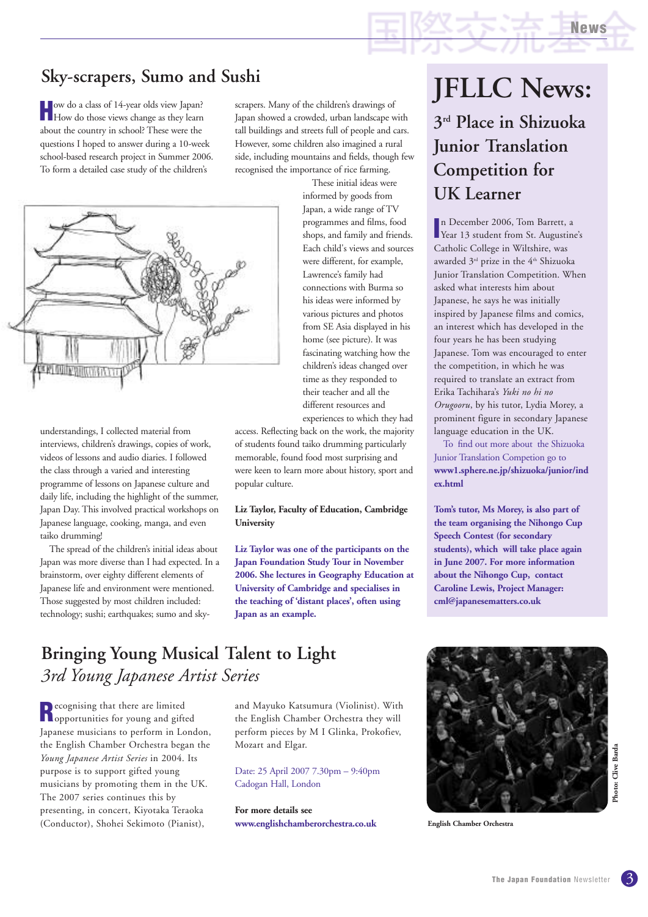## Sky-scrapers, Sumo and Sushi

How do a class of 14-year olds view Japan? How do those views change as they learn about the country in school? These were the questions I hoped to answer during a 10-week school-based research project in Summer 2006. To form a detailed case study of the children's understandings, I collected material from interviews, children's drawings, copies of work, videos of lessons and audio diaries. I followed the class through a varied and interesting programme of lessons on Japanese culture and daily life, including the highlight of the summer, Japan Day. This involved practical workshops on Japanese language, cooking, manga, and even taiko drumming!

The spread of the children's initial ideas about Japan was more diverse than I had expected. In a brainstorm, over eighty different elements of Japanese life and environment were mentioned. Those suggested by most children included: technology; sushi; earthquakes; sumo and sky-scrapers. Many of the children's drawings of Japan showed a crowded, urban landscape with tall buildings and streets full of people and cars. However, some children also imagined a rural side, including mountains and fields, though few recognised the importance of rice farming.

These initial ideas were informed by goods from Japan, a wide range of TV programmes and films, food shops, and family and friends. Each child's views and sources were different, for example, Lawrence's family had connections with Burma so his ideas were informed by various pictures and photos from SE Asia displayed in his home (see picture). It was fascinating watching how the children's ideas changed over time as they responded to their teacher and all the different resources and experiences to which they had access. Reflecting back on the work, the majority of students found taiko drumming particularly memorable, found food most surprising and were keen to learn more about history, sport and popular culture.

**Liz Taylor, Faculty of Education, Cambridge University**

**Liz Taylor was one of the participants on the Japan Foundation Study Tour in November 2006. She lectures in Geography Education at University of Cambridge and specialises in the teaching of 'distant places', often using Japan as an example.**

# JFLLC News:

## 3rd Place in Shizuoka Junior Translation Competition for UK Learner

In December 2006, Tom Barrett, a Year 13 student from St. Augustine's Catholic College in Wiltshire, was awarded 3rd prize in the 4th Shizuoka Junior Translation Competition. When asked what interests him about Japanese, he says he was initially inspired by Japanese films and comics, an interest which has developed in the four years he has been studying Japanese. Tom was encouraged to enter the competition, in which he was required to translate an extract from Erika Tachihara's *Yuki no hi no Orugooru*, by his tutor, Lydia Morey, a prominent figure in secondary Japanese language education in the UK.

To find out more about the Shizuoka Junior Translation Competion go to **www1.sphere.ne.jp/shizuoka/junior/index.html**

**Tom's tutor, Ms Morey, is also part of the team organising the Nihongo Cup Speech Contest (for secondary students), which will take place again in June 2007. For more information about the Nihongo Cup, contact Caroline Lewis, Project Manager: cml@japanesematters.co.uk**

## Bringing Young Musical Talent to Light
### *3rd Young Japanese Artist Series*

Recognising that there are limited opportunities for young and gifted Japanese musicians to perform in London, the English Chamber Orchestra began the *Young Japanese Artist Series* in 2004. Its purpose is to support gifted young musicians by promoting them in the UK. The 2007 series continues this by presenting, in concert, Kiyotaka Teraoka (Conductor), Shohei Sekimoto (Pianist), and Mayuko Katsumura (Violinist). With the English Chamber Orchestra they will perform pieces by M I Glinka, Prokofiev, Mozart and Elgar.

Date: 25 April 2007 7.30pm – 9:40pm
Cadogan Hall, London

**For more details see**
**www.englishchamberorchestra.co.uk**

Photo: Clive Barda

**English Chamber Orchestra**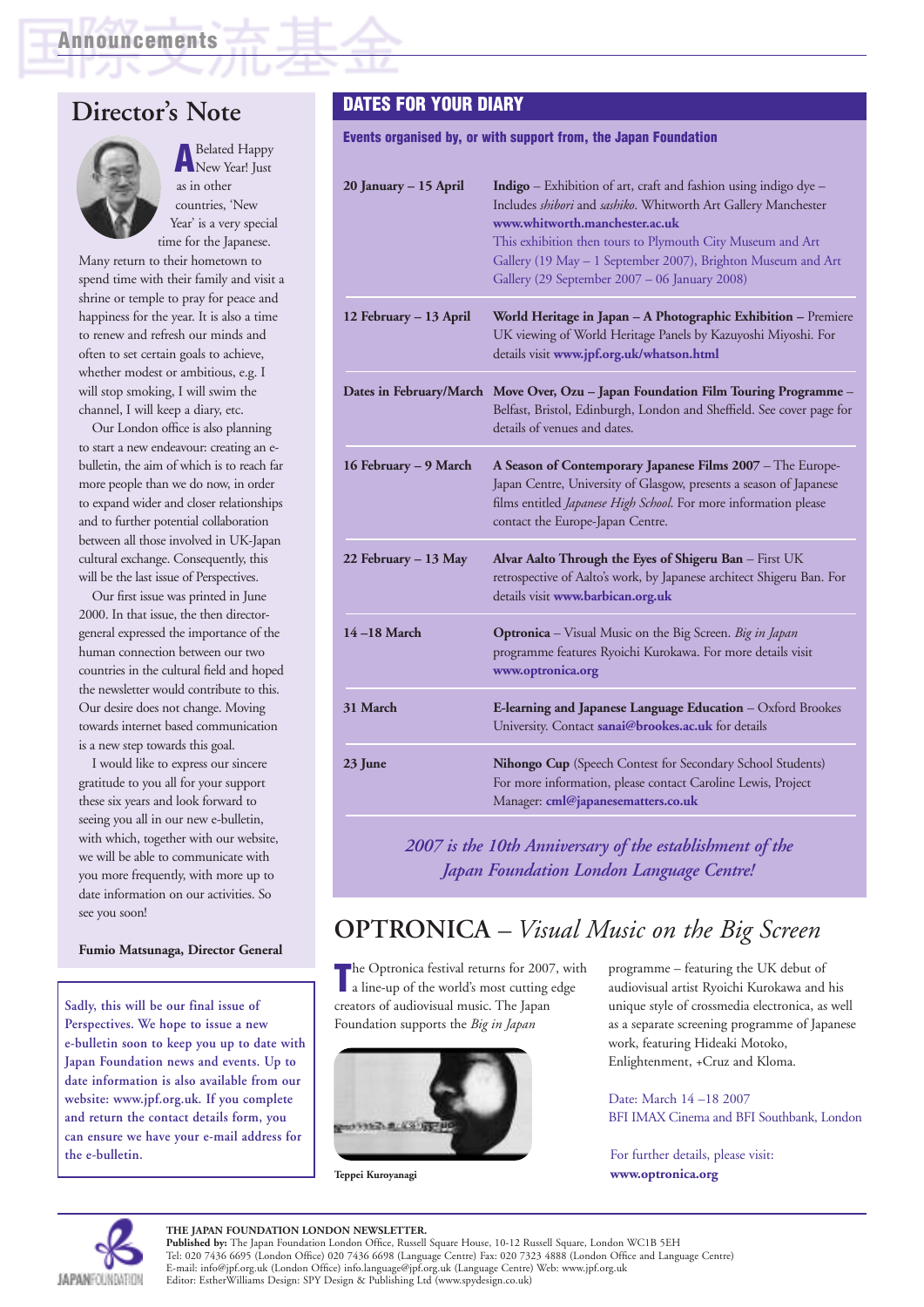# Announcements

## Director's Note

A Belated Happy New Year! Just as in other countries, 'New Year' is a very special time for the Japanese. Many return to their hometown to spend time with their family and visit a shrine or temple to pray for peace and happiness for the year. It is also a time to renew and refresh our minds and often to set certain goals to achieve, whether modest or ambitious, e.g. I will stop smoking, I will swim the channel, I will keep a diary, etc.

Our London office is also planning to start a new endeavour: creating an e-bulletin, the aim of which is to reach far more people than we do now, in order to expand wider and closer relationships and to further potential collaboration between all those involved in UK-Japan cultural exchange. Consequently, this will be the last issue of Perspectives.

Our first issue was printed in June 2000. In that issue, the then director-general expressed the importance of the human connection between our two countries in the cultural field and hoped the newsletter would contribute to this. Our desire does not change. Moving towards internet based communication is a new step towards this goal.

I would like to express our sincere gratitude to you all for your support these six years and look forward to seeing you all in our new e-bulletin, with which, together with our website, we will be able to communicate with you more frequently, with more up to date information on our activities. So see you soon!

**Fumio Matsunaga, Director General**

Sadly, this will be our final issue of Perspectives. We hope to issue a new e-bulletin soon to keep you up to date with Japan Foundation news and events. Up to date information is also available from our website: www.jpf.org.uk. If you complete and return the contact details form, you can ensure we have your e-mail address for the e-bulletin.

## DATES FOR YOUR DIARY

**Events organised by, or with support from, the Japan Foundation**

| | |
|---|---|
| **20 January – 15 April** | **Indigo** – Exhibition of art, craft and fashion using indigo dye – Includes *shibori* and *sashiko*. Whitworth Art Gallery Manchester **www.whitworth.manchester.ac.uk** This exhibition then tours to Plymouth City Museum and Art Gallery (19 May – 1 September 2007), Brighton Museum and Art Gallery (29 September 2007 – 06 January 2008) |
| **12 February – 13 April** | **World Heritage in Japan – A Photographic Exhibition** – Premiere UK viewing of World Heritage Panels by Kazuyoshi Miyoshi. For details visit **www.jpf.org.uk/whatson.html** |
| **Dates in February/March** | **Move Over, Ozu – Japan Foundation Film Touring Programme** – Belfast, Bristol, Edinburgh, London and Sheffield. See cover page for details of venues and dates. |
| **16 February – 9 March** | **A Season of Contemporary Japanese Films 2007** – The Europe-Japan Centre, University of Glasgow, presents a season of Japanese films entitled *Japanese High School*. For more information please contact the Europe-Japan Centre. |
| **22 February – 13 May** | **Alvar Aalto Through the Eyes of Shigeru Ban** – First UK retrospective of Aalto's work, by Japanese architect Shigeru Ban. For details visit **www.barbican.org.uk** |
| **14 –18 March** | **Optronica** – Visual Music on the Big Screen. *Big in Japan* programme features Ryoichi Kurokawa. For more details visit **www.optronica.org** |
| **31 March** | **E-learning and Japanese Language Education** – Oxford Brookes University. Contact **sanai@brookes.ac.uk** for details |
| **23 June** | **Nihongo Cup** (Speech Contest for Secondary School Students) For more information, please contact Caroline Lewis, Project Manager: **cml@japanesematters.co.uk** |

*2007 is the 10th Anniversary of the establishment of the Japan Foundation London Language Centre!*

## OPTRONICA – *Visual Music on the Big Screen*

The Optronica festival returns for 2007, with a line-up of the world's most cutting edge creators of audiovisual music. The Japan Foundation supports the *Big in Japan* programme – featuring the UK debut of audiovisual artist Ryoichi Kurokawa and his unique style of crossmedia electronica, as well as a separate screening programme of Japanese work, featuring Hideaki Motoko, Enlightenment, +Cruz and Kloma.

Teppei Kuroyanagi

Date: March 14 –18 2007
BFI IMAX Cinema and BFI Southbank, London

For further details, please visit:
**www.optronica.org**

**THE JAPAN FOUNDATION LONDON NEWSLETTER.**
**Published by:** The Japan Foundation London Office, Russell Square House, 10-12 Russell Square, London WC1B 5EH
Tel: 020 7436 6695 (London Office) 020 7436 6698 (Language Centre) Fax: 020 7323 4888 (London Office and Language Centre)
E-mail: info@jpf.org.uk (London Office) info.language@jpf.org.uk (Language Centre) Web: www.jpf.org.uk
Editor: EstherWilliams Design: SPY Design & Publishing Ltd (www.spydesign.co.uk)